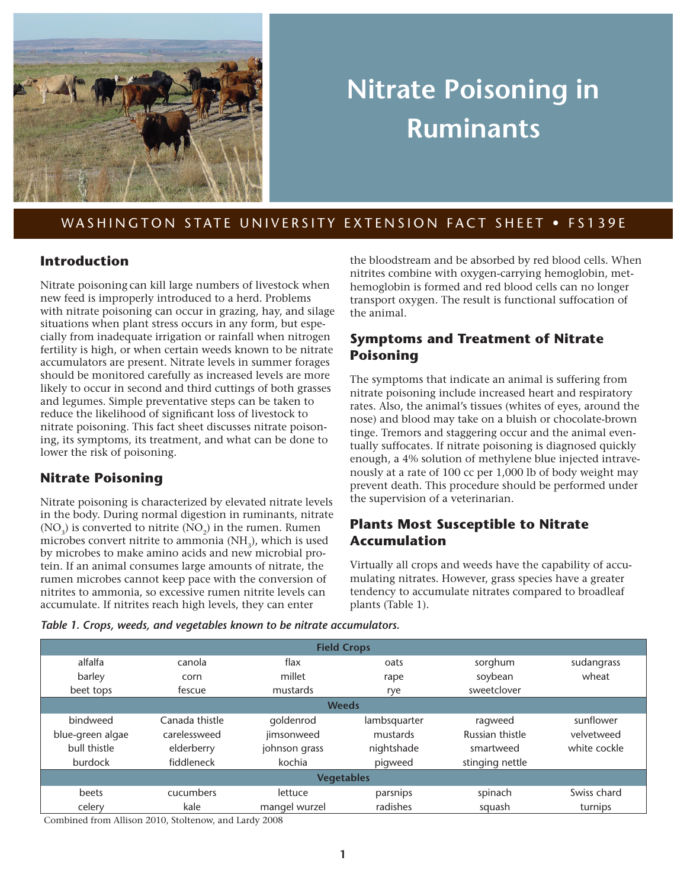# Nitrate Poisoning in Ruminants

WASHINGTON STATE UNIVERSITY EXTENSION FACT SHEET • FS139E

## Introduction

Nitrate poisoning can kill large numbers of livestock when new feed is improperly introduced to a herd. Problems with nitrate poisoning can occur in grazing, hay, and silage situations when plant stress occurs in any form, but especially from inadequate irrigation or rainfall when nitrogen fertility is high, or when certain weeds known to be nitrate accumulators are present. Nitrate levels in summer forages should be monitored carefully as increased levels are more likely to occur in second and third cuttings of both grasses and legumes. Simple preventative steps can be taken to reduce the likelihood of significant loss of livestock to nitrate poisoning. This fact sheet discusses nitrate poisoning, its symptoms, its treatment, and what can be done to lower the risk of poisoning.

## Nitrate Poisoning

Nitrate poisoning is characterized by elevated nitrate levels in the body. During normal digestion in ruminants, nitrate ($NO_3$) is converted to nitrite ($NO_2$) in the rumen. Rumen microbes convert nitrite to ammonia ($NH_3$), which is used by microbes to make amino acids and new microbial protein. If an animal consumes large amounts of nitrate, the rumen microbes cannot keep pace with the conversion of nitrites to ammonia, so excessive rumen nitrite levels can accumulate. If nitrites reach high levels, they can enter the bloodstream and be absorbed by red blood cells. When nitrites combine with oxygen-carrying hemoglobin, methemoglobin is formed and red blood cells can no longer transport oxygen. The result is functional suffocation of the animal.

## Symptoms and Treatment of Nitrate Poisoning

The symptoms that indicate an animal is suffering from nitrate poisoning include increased heart and respiratory rates. Also, the animal's tissues (whites of eyes, around the nose) and blood may take on a bluish or chocolate-brown tinge. Tremors and staggering occur and the animal eventually suffocates. If nitrate poisoning is diagnosed quickly enough, a 4% solution of methylene blue injected intravenously at a rate of 100 cc per 1,000 lb of body weight may prevent death. This procedure should be performed under the supervision of a veterinarian.

## Plants Most Susceptible to Nitrate Accumulation

Virtually all crops and weeds have the capability of accumulating nitrates. However, grass species have a greater tendency to accumulate nitrates compared to broadleaf plants (Table 1).

*Table 1. Crops, weeds, and vegetables known to be nitrate accumulators.*

| | | | | | |
|---|---|---|---|---|---|
| **Field Crops** | | | | | |
| alfalfa | canola | flax | oats | sorghum | sudangrass |
| barley | corn | millet | rape | soybean | wheat |
| beet tops | fescue | mustards | rye | sweetclover | |
| **Weeds** | | | | | |
| bindweed | Canada thistle | goldenrod | lambsquarter | ragweed | sunflower |
| blue-green algae | carelessweed | jimsonweed | mustards | Russian thistle | velvetweed |
| bull thistle | elderberry | johnson grass | nightshade | smartweed | white cockle |
| burdock | fiddleneck | kochia | pigweed | stinging nettle | |
| **Vegetables** | | | | | |
| beets | cucumbers | lettuce | parsnips | spinach | Swiss chard |
| celery | kale | mangel wurzel | radishes | squash | turnips |

Combined from Allison 2010, Stoltenow, and Lardy 2008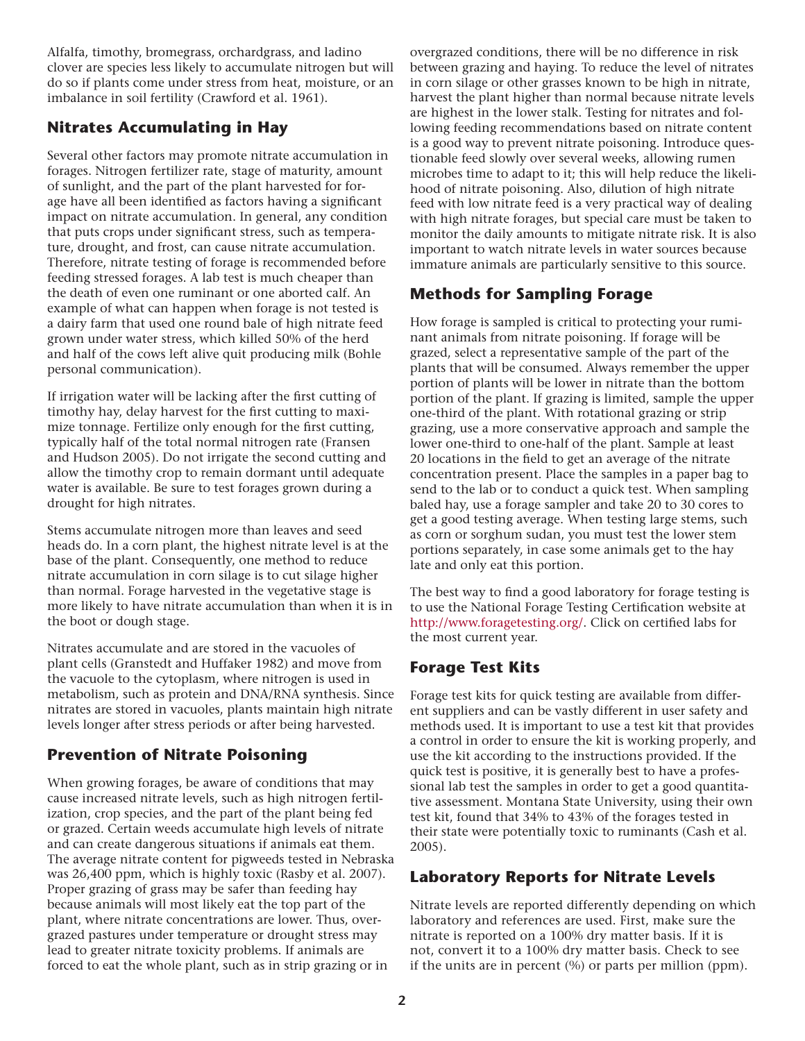Alfalfa, timothy, bromegrass, orchardgrass, and ladino clover are species less likely to accumulate nitrogen but will do so if plants come under stress from heat, moisture, or an imbalance in soil fertility (Crawford et al. 1961).

## Nitrates Accumulating in Hay

Several other factors may promote nitrate accumulation in forages. Nitrogen fertilizer rate, stage of maturity, amount of sunlight, and the part of the plant harvested for forage have all been identified as factors having a significant impact on nitrate accumulation. In general, any condition that puts crops under significant stress, such as temperature, drought, and frost, can cause nitrate accumulation. Therefore, nitrate testing of forage is recommended before feeding stressed forages. A lab test is much cheaper than the death of even one ruminant or one aborted calf. An example of what can happen when forage is not tested is a dairy farm that used one round bale of high nitrate feed grown under water stress, which killed 50% of the herd and half of the cows left alive quit producing milk (Bohle personal communication).

If irrigation water will be lacking after the first cutting of timothy hay, delay harvest for the first cutting to maximize tonnage. Fertilize only enough for the first cutting, typically half of the total normal nitrogen rate (Fransen and Hudson 2005). Do not irrigate the second cutting and allow the timothy crop to remain dormant until adequate water is available. Be sure to test forages grown during a drought for high nitrates.

Stems accumulate nitrogen more than leaves and seed heads do. In a corn plant, the highest nitrate level is at the base of the plant. Consequently, one method to reduce nitrate accumulation in corn silage is to cut silage higher than normal. Forage harvested in the vegetative stage is more likely to have nitrate accumulation than when it is in the boot or dough stage.

Nitrates accumulate and are stored in the vacuoles of plant cells (Granstedt and Huffaker 1982) and move from the vacuole to the cytoplasm, where nitrogen is used in metabolism, such as protein and DNA/RNA synthesis. Since nitrates are stored in vacuoles, plants maintain high nitrate levels longer after stress periods or after being harvested.

## Prevention of Nitrate Poisoning

When growing forages, be aware of conditions that may cause increased nitrate levels, such as high nitrogen fertilization, crop species, and the part of the plant being fed or grazed. Certain weeds accumulate high levels of nitrate and can create dangerous situations if animals eat them. The average nitrate content for pigweeds tested in Nebraska was 26,400 ppm, which is highly toxic (Rasby et al. 2007). Proper grazing of grass may be safer than feeding hay because animals will most likely eat the top part of the plant, where nitrate concentrations are lower. Thus, overgrazed pastures under temperature or drought stress may lead to greater nitrate toxicity problems. If animals are forced to eat the whole plant, such as in strip grazing or in overgrazed conditions, there will be no difference in risk between grazing and haying. To reduce the level of nitrates in corn silage or other grasses known to be high in nitrate, harvest the plant higher than normal because nitrate levels are highest in the lower stalk. Testing for nitrates and following feeding recommendations based on nitrate content is a good way to prevent nitrate poisoning. Introduce questionable feed slowly over several weeks, allowing rumen microbes time to adapt to it; this will help reduce the likelihood of nitrate poisoning. Also, dilution of high nitrate feed with low nitrate feed is a very practical way of dealing with high nitrate forages, but special care must be taken to monitor the daily amounts to mitigate nitrate risk. It is also important to watch nitrate levels in water sources because immature animals are particularly sensitive to this source.

## Methods for Sampling Forage

How forage is sampled is critical to protecting your ruminant animals from nitrate poisoning. If forage will be grazed, select a representative sample of the part of the plants that will be consumed. Always remember the upper portion of plants will be lower in nitrate than the bottom portion of the plant. If grazing is limited, sample the upper one-third of the plant. With rotational grazing or strip grazing, use a more conservative approach and sample the lower one-third to one-half of the plant. Sample at least 20 locations in the field to get an average of the nitrate concentration present. Place the samples in a paper bag to send to the lab or to conduct a quick test. When sampling baled hay, use a forage sampler and take 20 to 30 cores to get a good testing average. When testing large stems, such as corn or sorghum sudan, you must test the lower stem portions separately, in case some animals get to the hay late and only eat this portion.

The best way to find a good laboratory for forage testing is to use the National Forage Testing Certification website at http://www.foragetesting.org/. Click on certified labs for the most current year.

## Forage Test Kits

Forage test kits for quick testing are available from different suppliers and can be vastly different in user safety and methods used. It is important to use a test kit that provides a control in order to ensure the kit is working properly, and use the kit according to the instructions provided. If the quick test is positive, it is generally best to have a professional lab test the samples in order to get a good quantitative assessment. Montana State University, using their own test kit, found that 34% to 43% of the forages tested in their state were potentially toxic to ruminants (Cash et al. 2005).

## Laboratory Reports for Nitrate Levels

Nitrate levels are reported differently depending on which laboratory and references are used. First, make sure the nitrate is reported on a 100% dry matter basis. If it is not, convert it to a 100% dry matter basis. Check to see if the units are in percent (%) or parts per million (ppm).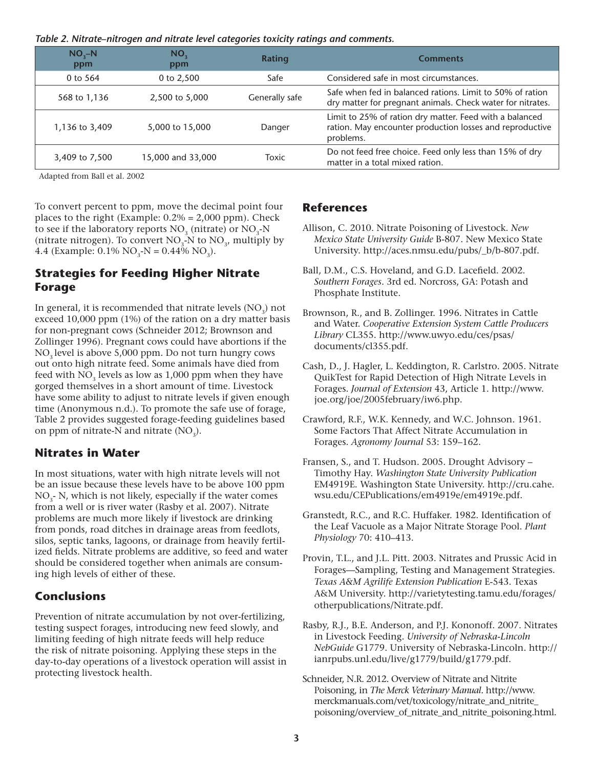*Table 2. Nitrate–nitrogen and nitrate level categories toxicity ratings and comments.*

| $NO_3$–N ppm | $NO_3$ ppm | Rating | Comments |
|---|---|---|---|
| 0 to 564 | 0 to 2,500 | Safe | Considered safe in most circumstances. |
| 568 to 1,136 | 2,500 to 5,000 | Generally safe | Safe when fed in balanced rations. Limit to 50% of ration dry matter for pregnant animals. Check water for nitrates. |
| 1,136 to 3,409 | 5,000 to 15,000 | Danger | Limit to 25% of ration dry matter. Feed with a balanced ration. May encounter production losses and reproductive problems. |
| 3,409 to 7,500 | 15,000 and 33,000 | Toxic | Do not feed free choice. Feed only less than 15% of dry matter in a total mixed ration. |

Adapted from Ball et al. 2002

To convert percent to ppm, move the decimal point four places to the right (Example: 0.2% = 2,000 ppm). Check to see if the laboratory reports $NO_3$ (nitrate) or $NO_3$-N (nitrate nitrogen). To convert $NO_3$-N to $NO_3$, multiply by 4.4 (Example: 0.1% $NO_3$-N = 0.44% $NO_3$).

## Strategies for Feeding Higher Nitrate Forage

In general, it is recommended that nitrate levels ($NO_3$) not exceed 10,000 ppm (1%) of the ration on a dry matter basis for non-pregnant cows (Schneider 2012; Brownson and Zollinger 1996). Pregnant cows could have abortions if the $NO_3$ level is above 5,000 ppm. Do not turn hungry cows out onto high nitrate feed. Some animals have died from feed with $NO_3$ levels as low as 1,000 ppm when they have gorged themselves in a short amount of time. Livestock have some ability to adjust to nitrate levels if given enough time (Anonymous n.d.). To promote the safe use of forage, Table 2 provides suggested forage-feeding guidelines based on ppm of nitrate-N and nitrate ($NO_3$).

## Nitrates in Water

In most situations, water with high nitrate levels will not be an issue because these levels have to be above 100 ppm $NO_3$- N, which is not likely, especially if the water comes from a well or is river water (Rasby et al. 2007). Nitrate problems are much more likely if livestock are drinking from ponds, road ditches in drainage areas from feedlots, silos, septic tanks, lagoons, or drainage from heavily fertilized fields. Nitrate problems are additive, so feed and water should be considered together when animals are consuming high levels of either of these.

## Conclusions

Prevention of nitrate accumulation by not over-fertilizing, testing suspect forages, introducing new feed slowly, and limiting feeding of high nitrate feeds will help reduce the risk of nitrate poisoning. Applying these steps in the day-to-day operations of a livestock operation will assist in protecting livestock health.

## References

Allison, C. 2010. Nitrate Poisoning of Livestock. *New Mexico State University Guide* B-807. New Mexico State University. http://aces.nmsu.edu/pubs/_b/b-807.pdf.

Ball, D.M., C.S. Hoveland, and G.D. Lacefield. 2002. *Southern Forages*. 3rd ed. Norcross, GA: Potash and Phosphate Institute.

Brownson, R., and B. Zollinger. 1996. Nitrates in Cattle and Water. *Cooperative Extension System Cattle Producers Library* CL355. http://www.uwyo.edu/ces/psas/documents/cl355.pdf.

Cash, D., J. Hagler, L. Keddington, R. Carlstro. 2005. Nitrate QuikTest for Rapid Detection of High Nitrate Levels in Forages. *Journal of Extension* 43, Article 1. http://www.joe.org/joe/2005february/iw6.php.

Crawford, R.F., W.K. Kennedy, and W.C. Johnson. 1961. Some Factors That Affect Nitrate Accumulation in Forages. *Agronomy Journal* 53: 159–162.

Fransen, S., and T. Hudson. 2005. Drought Advisory – Timothy Hay. *Washington State University Publication* EM4919E. Washington State University. http://cru.cahe.wsu.edu/CEPublications/em4919e/em4919e.pdf.

Granstedt, R.C., and R.C. Huffaker. 1982. Identification of the Leaf Vacuole as a Major Nitrate Storage Pool. *Plant Physiology* 70: 410–413.

Provin, T.L., and J.L. Pitt. 2003. Nitrates and Prussic Acid in Forages—Sampling, Testing and Management Strategies. *Texas A&M Agrilife Extension Publication* E-543. Texas A&M University. http://varietytesting.tamu.edu/forages/otherpublications/Nitrate.pdf.

Rasby, R.J., B.E. Anderson, and P.J. Kononoff. 2007. Nitrates in Livestock Feeding. *University of Nebraska-Lincoln NebGuide* G1779. University of Nebraska-Lincoln. http://ianrpubs.unl.edu/live/g1779/build/g1779.pdf.

Schneider, N.R. 2012. Overview of Nitrate and Nitrite Poisoning, in *The Merck Veterinary Manual*. http://www.merckmanuals.com/vet/toxicology/nitrate_and_nitrite_poisoning/overview_of_nitrate_and_nitrite_poisoning.html.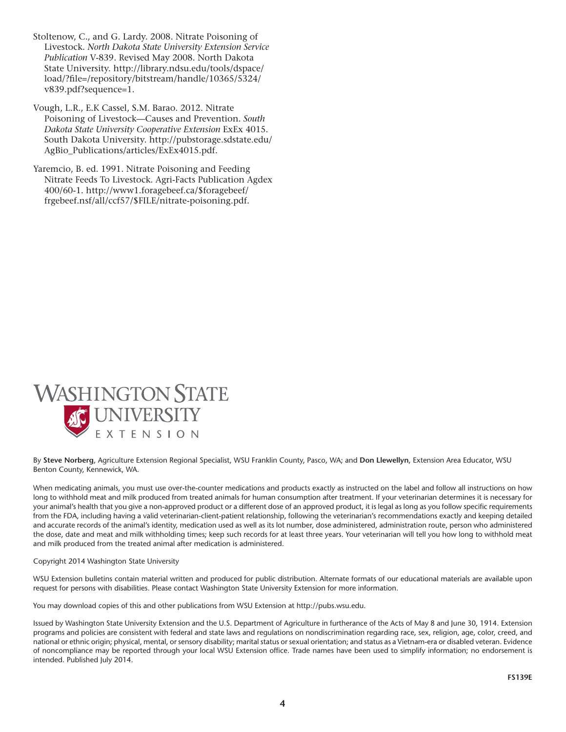Stoltenow, C., and G. Lardy. 2008. Nitrate Poisoning of Livestock. *North Dakota State University Extension Service Publication* V-839. Revised May 2008. North Dakota State University. http://library.ndsu.edu/tools/dspace/load/?file=/repository/bitstream/handle/10365/5324/v839.pdf?sequence=1.

Vough, L.R., E.K Cassel, S.M. Barao. 2012. Nitrate Poisoning of Livestock—Causes and Prevention. *South Dakota State University Cooperative Extension* ExEx 4015. South Dakota University. http://pubstorage.sdstate.edu/AgBio_Publications/articles/ExEx4015.pdf.

Yaremcio, B. ed. 1991. Nitrate Poisoning and Feeding Nitrate Feeds To Livestock. Agri-Facts Publication Agdex 400/60-1. http://www1.foragebeef.ca/$foragebeef/frgebeef.nsf/all/ccf57/$FILE/nitrate-poisoning.pdf.

WASHINGTON STATE UNIVERSITY EXTENSION

By **Steve Norberg**, Agriculture Extension Regional Specialist, WSU Franklin County, Pasco, WA; and **Don Llewellyn**, Extension Area Educator, WSU Benton County, Kennewick, WA.

When medicating animals, you must use over-the-counter medications and products exactly as instructed on the label and follow all instructions on how long to withhold meat and milk produced from treated animals for human consumption after treatment. If your veterinarian determines it is necessary for your animal's health that you give a non-approved product or a different dose of an approved product, it is legal as long as you follow specific requirements from the FDA, including having a valid veterinarian-client-patient relationship, following the veterinarian's recommendations exactly and keeping detailed and accurate records of the animal's identity, medication used as well as its lot number, dose administered, administration route, person who administered the dose, date and meat and milk withholding times; keep such records for at least three years. Your veterinarian will tell you how long to withhold meat and milk produced from the treated animal after medication is administered.

Copyright 2014 Washington State University

WSU Extension bulletins contain material written and produced for public distribution. Alternate formats of our educational materials are available upon request for persons with disabilities. Please contact Washington State University Extension for more information.

You may download copies of this and other publications from WSU Extension at http://pubs.wsu.edu.

Issued by Washington State University Extension and the U.S. Department of Agriculture in furtherance of the Acts of May 8 and June 30, 1914. Extension programs and policies are consistent with federal and state laws and regulations on nondiscrimination regarding race, sex, religion, age, color, creed, and national or ethnic origin; physical, mental, or sensory disability; marital status or sexual orientation; and status as a Vietnam-era or disabled veteran. Evidence of noncompliance may be reported through your local WSU Extension office. Trade names have been used to simplify information; no endorsement is intended. Published July 2014.

FS139E